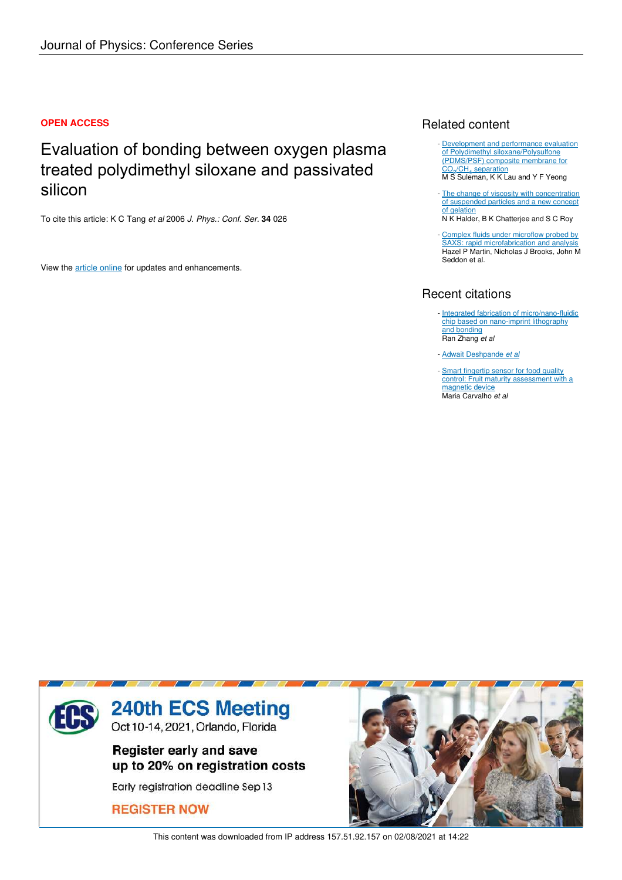Journal of Physics: Conference Series

**OPEN ACCESS**

# Evaluation of bonding between oxygen plasma treated polydimethyl siloxane and passivated silicon

To cite this article: K C Tang *et al* 2006 *J. Phys.: Conf. Ser.* **34** 026

View the article online for updates and enhancements.

## Related content

- Development and performance evaluation of Polydimethyl siloxane/Polysulfone (PDMS/PSF) composite membrane for $CO_2/CH_4$ separation
  M S Suleman, K K Lau and Y F Yeong
- The change of viscosity with concentration of suspended particles and a new concept of gelation
  N K Halder, B K Chatterjee and S C Roy
- Complex fluids under microflow probed by SAXS: rapid microfabrication and analysis
  Hazel P Martin, Nicholas J Brooks, John M Seddon et al.

## Recent citations

- Integrated fabrication of micro/nano-fluidic chip based on nano-imprint lithography and bonding
  Ran Zhang *et al*
- Adwait Deshpande *et al*
- Smart fingertip sensor for food quality control: Fruit maturity assessment with a magnetic device
  Maria Carvalho *et al*

**240th ECS Meeting**
Oct 10-14, 2021, Orlando, Florida

**Register early and save up to 20% on registration costs**

Early registration deadline Sep 13

**REGISTER NOW**

This content was downloaded from IP address 157.51.92.157 on 02/08/2021 at 14:22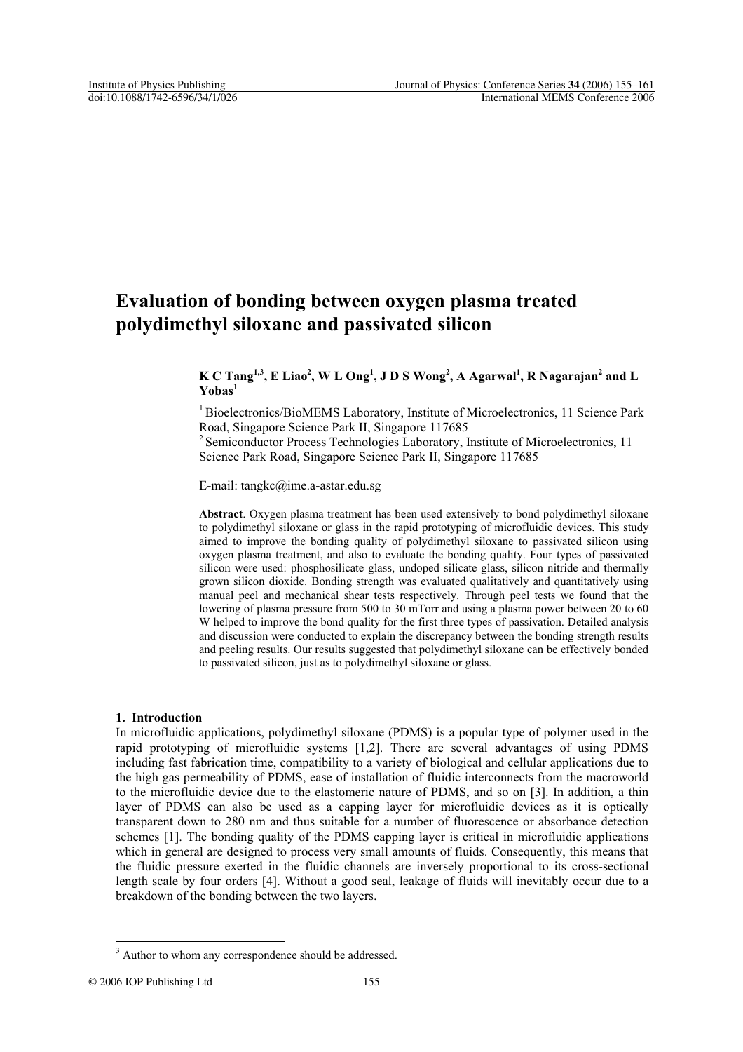# Evaluation of bonding between oxygen plasma treated polydimethyl siloxane and passivated silicon

**K C Tang[1,3], E Liao[2], W L Ong[1], J D S Wong[2], A Agarwal[1], R Nagarajan[2] and L Yobas[1]**

[1] Bioelectronics/BioMEMS Laboratory, Institute of Microelectronics, 11 Science Park Road, Singapore Science Park II, Singapore 117685

[2] Semiconductor Process Technologies Laboratory, Institute of Microelectronics, 11 Science Park Road, Singapore Science Park II, Singapore 117685

E-mail: tangkc@ime.a-star.edu.sg

**Abstract**. Oxygen plasma treatment has been used extensively to bond polydimethyl siloxane to polydimethyl siloxane or glass in the rapid prototyping of microfluidic devices. This study aimed to improve the bonding quality of polydimethyl siloxane to passivated silicon using oxygen plasma treatment, and also to evaluate the bonding quality. Four types of passivated silicon were used: phosphosilicate glass, undoped silicate glass, silicon nitride and thermally grown silicon dioxide. Bonding strength was evaluated qualitatively and quantitatively using manual peel and mechanical shear tests respectively. Through peel tests we found that the lowering of plasma pressure from 500 to 30 mTorr and using a plasma power between 20 to 60 W helped to improve the bond quality for the first three types of passivation. Detailed analysis and discussion were conducted to explain the discrepancy between the bonding strength results and peeling results. Our results suggested that polydimethyl siloxane can be effectively bonded to passivated silicon, just as to polydimethyl siloxane or glass.

## 1. Introduction

In microfluidic applications, polydimethyl siloxane (PDMS) is a popular type of polymer used in the rapid prototyping of microfluidic systems [1,2]. There are several advantages of using PDMS including fast fabrication time, compatibility to a variety of biological and cellular applications due to the high gas permeability of PDMS, ease of installation of fluidic interconnects from the macroworld to the microfluidic device due to the elastomeric nature of PDMS, and so on [3]. In addition, a thin layer of PDMS can also be used as a capping layer for microfluidic devices as it is optically transparent down to 280 nm and thus suitable for a number of fluorescence or absorbance detection schemes [1]. The bonding quality of the PDMS capping layer is critical in microfluidic applications which in general are designed to process very small amounts of fluids. Consequently, this means that the fluidic pressure exerted in the fluidic channels are inversely proportional to its cross-sectional length scale by four orders [4]. Without a good seal, leakage of fluids will inevitably occur due to a breakdown of the bonding between the two layers.

[3] Author to whom any correspondence should be addressed.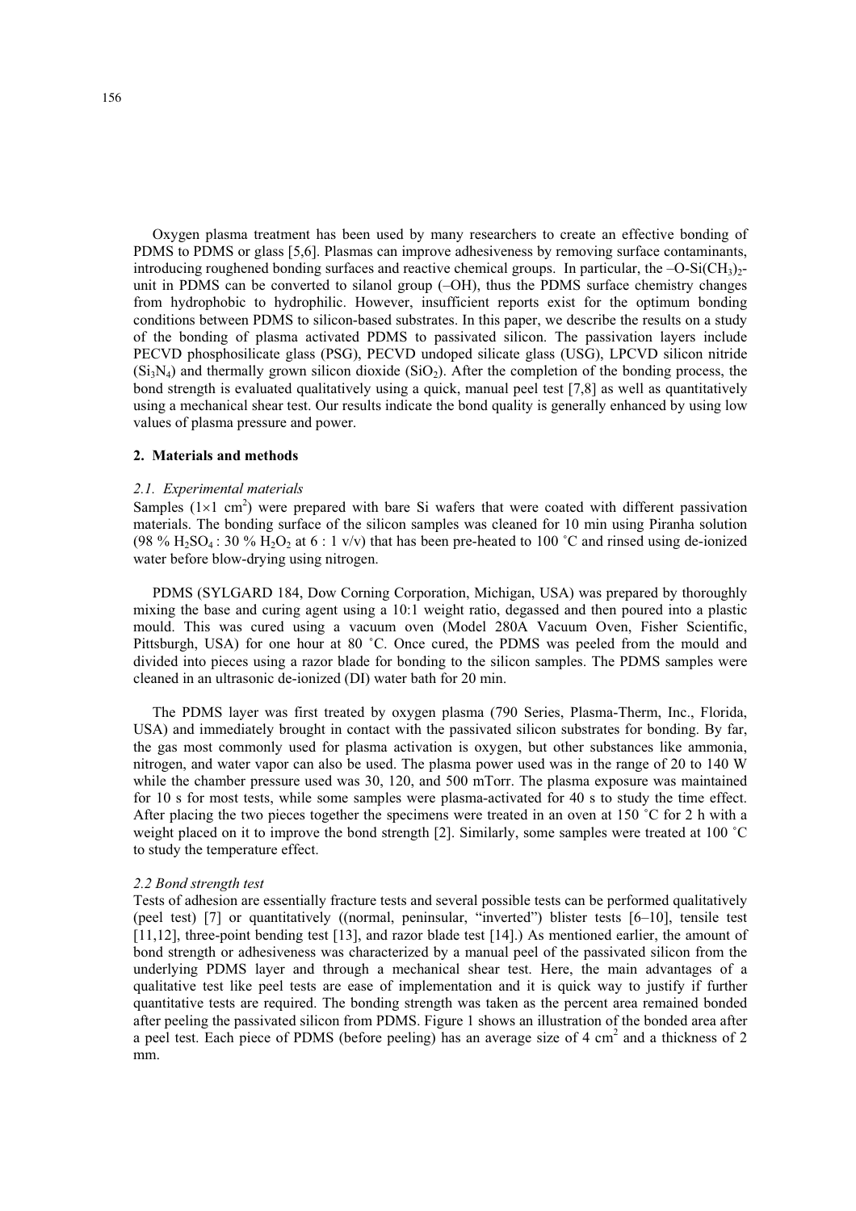Oxygen plasma treatment has been used by many researchers to create an effective bonding of PDMS to PDMS or glass [5,6]. Plasmas can improve adhesiveness by removing surface contaminants, introducing roughened bonding surfaces and reactive chemical groups. In particular, the $–O-Si(CH_3)_2-$ unit in PDMS can be converted to silanol group (–OH), thus the PDMS surface chemistry changes from hydrophobic to hydrophilic. However, insufficient reports exist for the optimum bonding conditions between PDMS to silicon-based substrates. In this paper, we describe the results on a study of the bonding of plasma activated PDMS to passivated silicon. The passivation layers include PECVD phosphosilicate glass (PSG), PECVD undoped silicate glass (USG), LPCVD silicon nitride ($Si_3N_4$) and thermally grown silicon dioxide ($SiO_2$). After the completion of the bonding process, the bond strength is evaluated qualitatively using a quick, manual peel test [7,8] as well as quantitatively using a mechanical shear test. Our results indicate the bond quality is generally enhanced by using low values of plasma pressure and power.

## 2. Materials and methods

### *2.1. Experimental materials*

Samples ($1 \times 1$ cm$^2$) were prepared with bare Si wafers that were coated with different passivation materials. The bonding surface of the silicon samples was cleaned for 10 min using Piranha solution (98 % $H_2SO_4$ : 30 % $H_2O_2$ at 6 : 1 v/v) that has been pre-heated to 100 ˚C and rinsed using de-ionized water before blow-drying using nitrogen.

PDMS (SYLGARD 184, Dow Corning Corporation, Michigan, USA) was prepared by thoroughly mixing the base and curing agent using a 10:1 weight ratio, degassed and then poured into a plastic mould. This was cured using a vacuum oven (Model 280A Vacuum Oven, Fisher Scientific, Pittsburgh, USA) for one hour at 80 ˚C. Once cured, the PDMS was peeled from the mould and divided into pieces using a razor blade for bonding to the silicon samples. The PDMS samples were cleaned in an ultrasonic de-ionized (DI) water bath for 20 min.

The PDMS layer was first treated by oxygen plasma (790 Series, Plasma-Therm, Inc., Florida, USA) and immediately brought in contact with the passivated silicon substrates for bonding. By far, the gas most commonly used for plasma activation is oxygen, but other substances like ammonia, nitrogen, and water vapor can also be used. The plasma power used was in the range of 20 to 140 W while the chamber pressure used was 30, 120, and 500 mTorr. The plasma exposure was maintained for 10 s for most tests, while some samples were plasma-activated for 40 s to study the time effect. After placing the two pieces together the specimens were treated in an oven at 150 ˚C for 2 h with a weight placed on it to improve the bond strength [2]. Similarly, some samples were treated at 100 ˚C to study the temperature effect.

### *2.2 Bond strength test*

Tests of adhesion are essentially fracture tests and several possible tests can be performed qualitatively (peel test) [7] or quantitatively ((normal, peninsular, "inverted") blister tests [6–10], tensile test [11,12], three-point bending test [13], and razor blade test [14].) As mentioned earlier, the amount of bond strength or adhesiveness was characterized by a manual peel of the passivated silicon from the underlying PDMS layer and through a mechanical shear test. Here, the main advantages of a qualitative test like peel tests are ease of implementation and it is quick way to justify if further quantitative tests are required. The bonding strength was taken as the percent area remained bonded after peeling the passivated silicon from PDMS. Figure 1 shows an illustration of the bonded area after a peel test. Each piece of PDMS (before peeling) has an average size of 4 cm$^2$ and a thickness of 2 mm.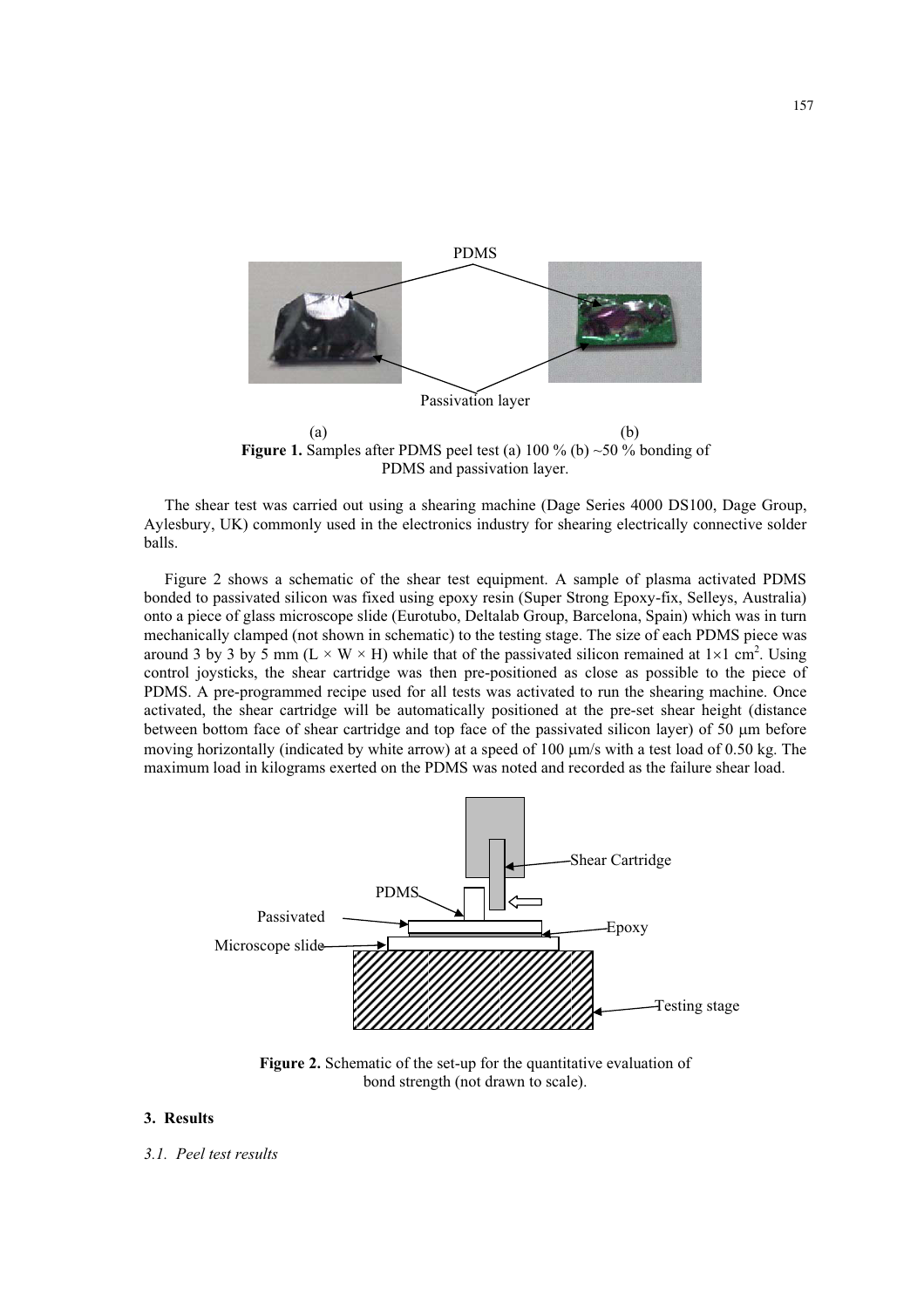**Figure 1.** Samples after PDMS peel test (a) 100 % (b) ~50 % bonding of PDMS and passivation layer.

The shear test was carried out using a shearing machine (Dage Series 4000 DS100, Dage Group, Aylesbury, UK) commonly used in the electronics industry for shearing electrically connective solder balls.

Figure 2 shows a schematic of the shear test equipment. A sample of plasma activated PDMS bonded to passivated silicon was fixed using epoxy resin (Super Strong Epoxy-fix, Selleys, Australia) onto a piece of glass microscope slide (Eurotubo, Deltalab Group, Barcelona, Spain) which was in turn mechanically clamped (not shown in schematic) to the testing stage. The size of each PDMS piece was around 3 by 3 by 5 mm (L × W × H) while that of the passivated silicon remained at $1 \times 1$ cm$^2$. Using control joysticks, the shear cartridge was then pre-positioned as close as possible to the piece of PDMS. A pre-programmed recipe used for all tests was activated to run the shearing machine. Once activated, the shear cartridge will be automatically positioned at the pre-set shear height (distance between bottom face of shear cartridge and top face of the passivated silicon layer) of 50 μm before moving horizontally (indicated by white arrow) at a speed of 100 μm/s with a test load of 0.50 kg. The maximum load in kilograms exerted on the PDMS was noted and recorded as the failure shear load.

**Figure 2.** Schematic of the set-up for the quantitative evaluation of bond strength (not drawn to scale).

## 3. Results

### *3.1. Peel test results*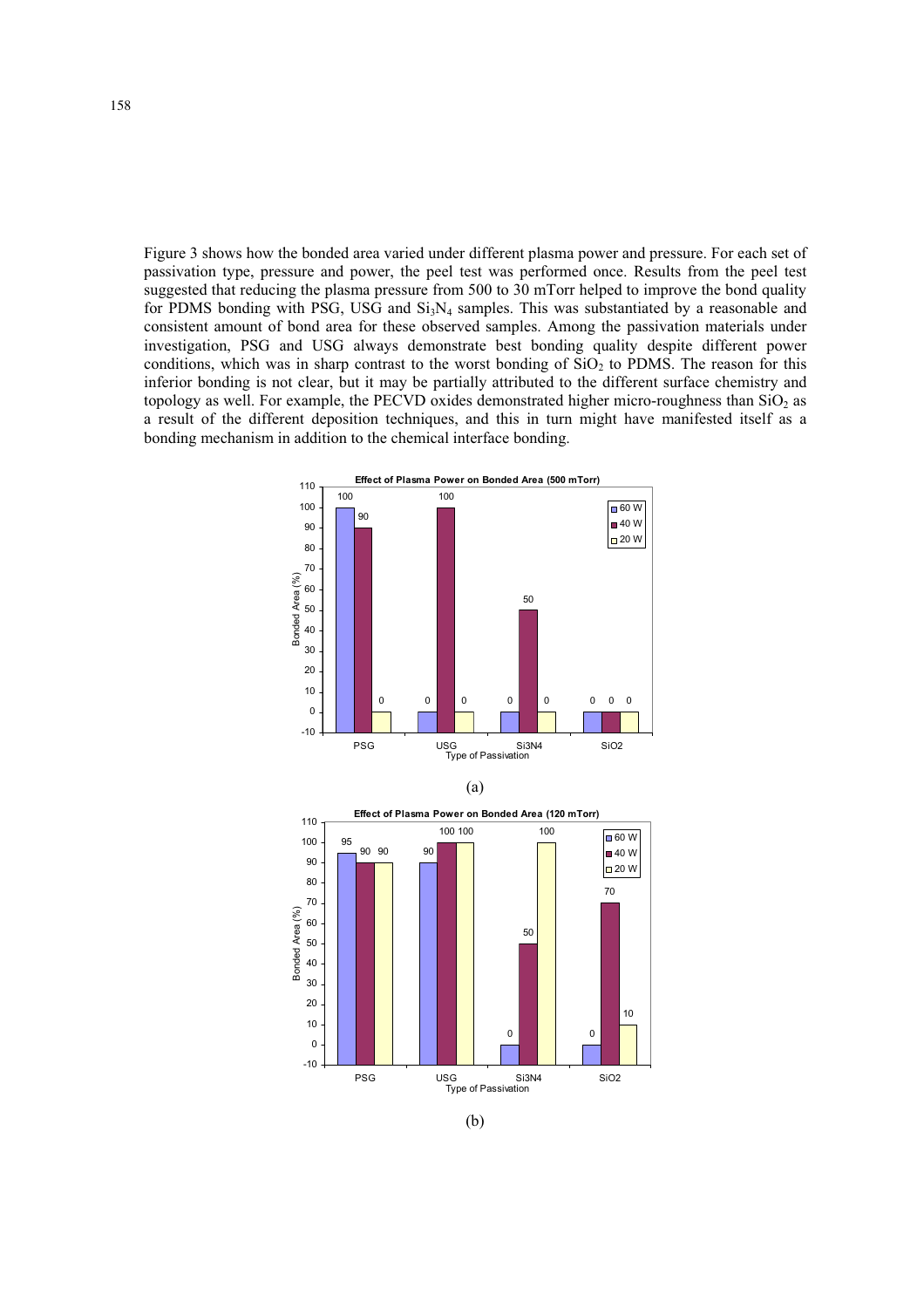Figure 3 shows how the bonded area varied under different plasma power and pressure. For each set of passivation type, pressure and power, the peel test was performed once. Results from the peel test suggested that reducing the plasma pressure from 500 to 30 mTorr helped to improve the bond quality for PDMS bonding with PSG, USG and $Si_3N_4$ samples. This was substantiated by a reasonable and consistent amount of bond area for these observed samples. Among the passivation materials under investigation, PSG and USG always demonstrate best bonding quality despite different power conditions, which was in sharp contrast to the worst bonding of $SiO_2$ to PDMS. The reason for this inferior bonding is not clear, but it may be partially attributed to the different surface chemistry and topology as well. For example, the PECVD oxides demonstrated higher micro-roughness than $SiO_2$ as a result of the different deposition techniques, and this in turn might have manifested itself as a bonding mechanism in addition to the chemical interface bonding.

**Effect of Plasma Power on Bonded Area (500 mTorr)**

| Type of Passivation | 60 W | 40 W | 20 W |
|---|---|---|---|
| PSG | 100 | 90 | 0 |
| USG | 0 | 100 | 0 |
| Si3N4 | 0 | 50 | 0 |
| SiO2 | 0 | 0 | 0 |

(a)

**Effect of Plasma Power on Bonded Area (120 mTorr)**

| Type of Passivation | 60 W | 40 W | 20 W |
|---|---|---|---|
| PSG | 95 | 90 | 90 |
| USG | 90 | 100 | 100 |
| Si3N4 | 0 | 50 | 100 |
| SiO2 | 0 | 70 | 10 |

(b)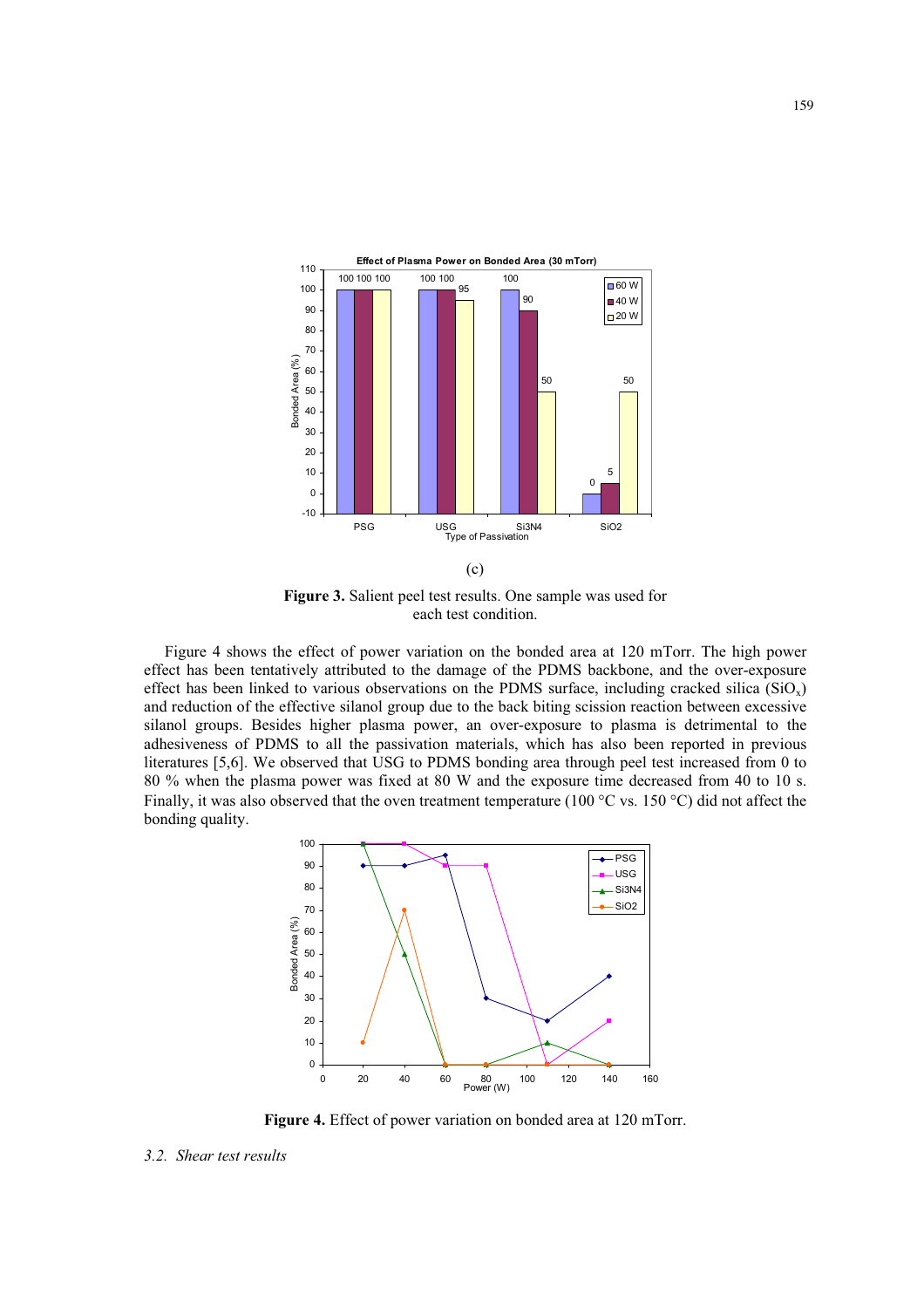(c)

**Figure 3.** Salient peel test results. One sample was used for each test condition.

Figure 4 shows the effect of power variation on the bonded area at 120 mTorr. The high power effect has been tentatively attributed to the damage of the PDMS backbone, and the over-exposure effect has been linked to various observations on the PDMS surface, including cracked silica ($SiO_x$) and reduction of the effective silanol group due to the back biting scission reaction between excessive silanol groups. Besides higher plasma power, an over-exposure to plasma is detrimental to the adhesiveness of PDMS to all the passivation materials, which has also been reported in previous literatures [5,6]. We observed that USG to PDMS bonding area through peel test increased from 0 to 80 % when the plasma power was fixed at 80 W and the exposure time decreased from 40 to 10 s. Finally, it was also observed that the oven treatment temperature (100 °C vs. 150 °C) did not affect the bonding quality.

**Figure 4.** Effect of power variation on bonded area at 120 mTorr.

### 3.2. *Shear test results*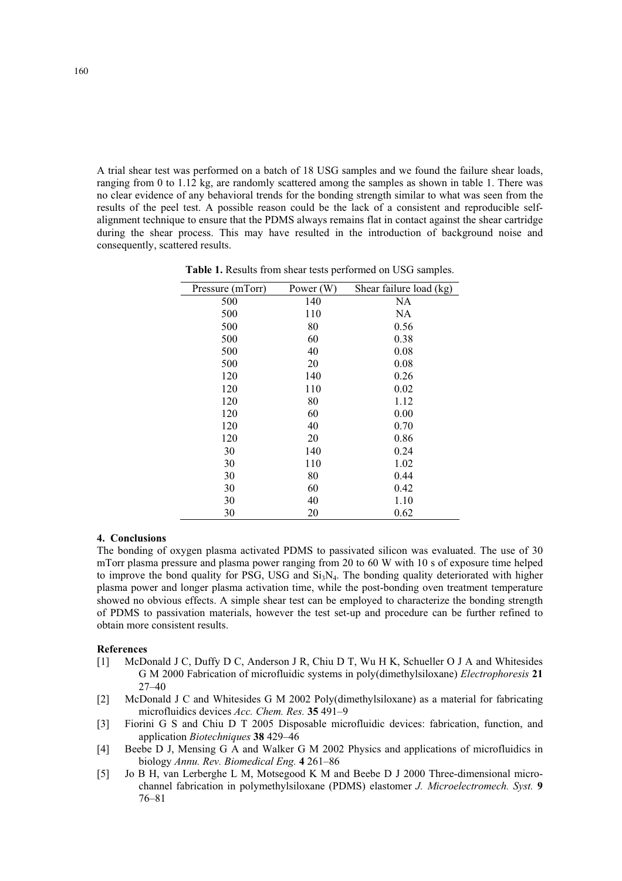A trial shear test was performed on a batch of 18 USG samples and we found the failure shear loads, ranging from 0 to 1.12 kg, are randomly scattered among the samples as shown in table 1. There was no clear evidence of any behavioral trends for the bonding strength similar to what was seen from the results of the peel test. A possible reason could be the lack of a consistent and reproducible self-alignment technique to ensure that the PDMS always remains flat in contact against the shear cartridge during the shear process. This may have resulted in the introduction of background noise and consequently, scattered results.

**Table 1.** Results from shear tests performed on USG samples.

| Pressure (mTorr) | Power (W) | Shear failure load (kg) |
|---|---|---|
| 500 | 140 | NA |
| 500 | 110 | NA |
| 500 | 80 | 0.56 |
| 500 | 60 | 0.38 |
| 500 | 40 | 0.08 |
| 500 | 20 | 0.08 |
| 120 | 140 | 0.26 |
| 120 | 110 | 0.02 |
| 120 | 80 | 1.12 |
| 120 | 60 | 0.00 |
| 120 | 40 | 0.70 |
| 120 | 20 | 0.86 |
| 30 | 140 | 0.24 |
| 30 | 110 | 1.02 |
| 30 | 80 | 0.44 |
| 30 | 60 | 0.42 |
| 30 | 40 | 1.10 |
| 30 | 20 | 0.62 |

## 4. Conclusions

The bonding of oxygen plasma activated PDMS to passivated silicon was evaluated. The use of 30 mTorr plasma pressure and plasma power ranging from 20 to 60 W with 10 s of exposure time helped to improve the bond quality for PSG, USG and $Si_3N_4$. The bonding quality deteriorated with higher plasma power and longer plasma activation time, while the post-bonding oven treatment temperature showed no obvious effects. A simple shear test can be employed to characterize the bonding strength of PDMS to passivation materials, however the test set-up and procedure can be further refined to obtain more consistent results.

## References

[1] McDonald J C, Duffy D C, Anderson J R, Chiu D T, Wu H K, Schueller O J A and Whitesides G M 2000 Fabrication of microfluidic systems in poly(dimethylsiloxane) *Electrophoresis* **21** 27–40

[2] McDonald J C and Whitesides G M 2002 Poly(dimethylsiloxane) as a material for fabricating microfluidics devices *Acc. Chem. Res.* **35** 491–9

[3] Fiorini G S and Chiu D T 2005 Disposable microfluidic devices: fabrication, function, and application *Biotechniques* **38** 429–46

[4] Beebe D J, Mensing G A and Walker G M 2002 Physics and applications of microfluidics in biology *Annu. Rev. Biomedical Eng.* **4** 261–86

[5] Jo B H, van Lerberghe L M, Motsegood K M and Beebe D J 2000 Three-dimensional micro-channel fabrication in polymethylsiloxane (PDMS) elastomer *J. Microelectromech. Syst.* **9** 76–81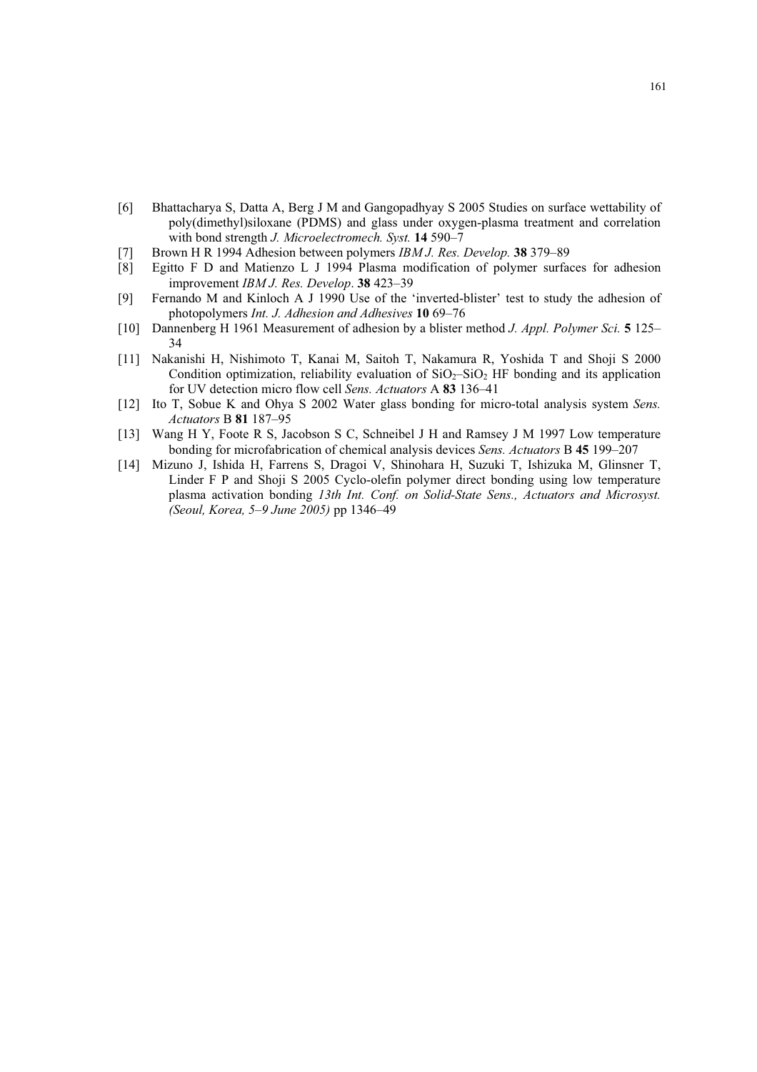[6] Bhattacharya S, Datta A, Berg J M and Gangopadhyay S 2005 Studies on surface wettability of poly(dimethyl)siloxane (PDMS) and glass under oxygen-plasma treatment and correlation with bond strength *J. Microelectromech. Syst.* **14** 590–7

[7] Brown H R 1994 Adhesion between polymers *IBM J. Res. Develop.* **38** 379–89

[8] Egitto F D and Matienzo L J 1994 Plasma modification of polymer surfaces for adhesion improvement *IBM J. Res. Develop*. **38** 423–39

[9] Fernando M and Kinloch A J 1990 Use of the 'inverted-blister' test to study the adhesion of photopolymers *Int. J. Adhesion and Adhesives* **10** 69–76

[10] Dannenberg H 1961 Measurement of adhesion by a blister method *J. Appl. Polymer Sci.* **5** 125–34

[11] Nakanishi H, Nishimoto T, Kanai M, Saitoh T, Nakamura R, Yoshida T and Shoji S 2000 Condition optimization, reliability evaluation of $SiO_2$–$SiO_2$ HF bonding and its application for UV detection micro flow cell *Sens. Actuators* A **83** 136–41

[12] Ito T, Sobue K and Ohya S 2002 Water glass bonding for micro-total analysis system *Sens. Actuators* B **81** 187–95

[13] Wang H Y, Foote R S, Jacobson S C, Schneibel J H and Ramsey J M 1997 Low temperature bonding for microfabrication of chemical analysis devices *Sens. Actuators* B **45** 199–207

[14] Mizuno J, Ishida H, Farrens S, Dragoi V, Shinohara H, Suzuki T, Ishizuka M, Glinsner T, Linder F P and Shoji S 2005 Cyclo-olefin polymer direct bonding using low temperature plasma activation bonding *13th Int. Conf. on Solid-State Sens., Actuators and Microsyst. (Seoul, Korea, 5–9 June 2005)* pp 1346–49